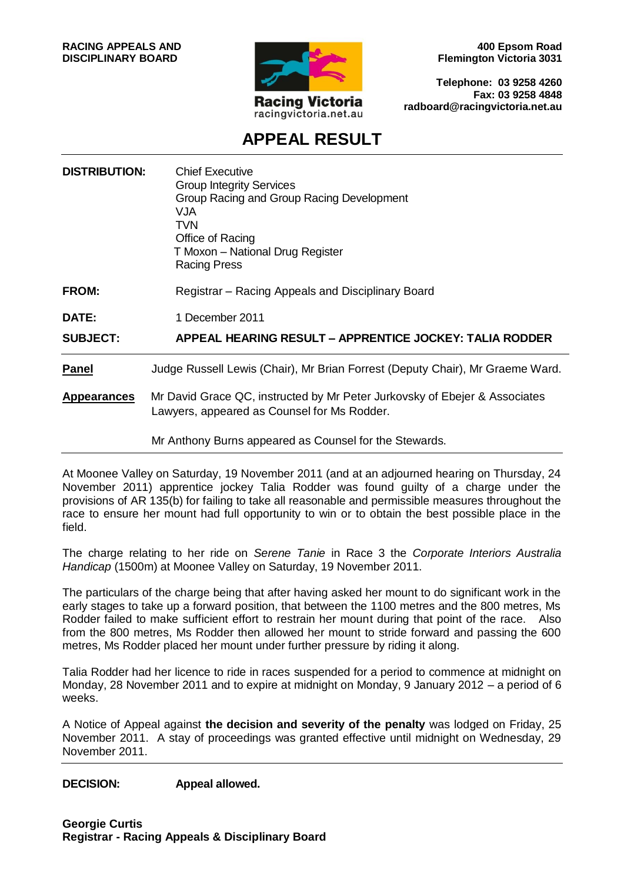**RACING APPEALS AND DISCIPLINARY BOARD**

Racing Victoria
racingvictoria.net.au

**400 Epsom Road**
**Flemington Victoria 3031**

**Telephone: 03 9258 4260**
**Fax: 03 9258 4848**
**radboard@racingvictoria.net.au**

# APPEAL RESULT

| | |
|---|---|
| **DISTRIBUTION:** | Chief Executive<br>Group Integrity Services<br>Group Racing and Group Racing Development<br>VJA<br>TVN<br>Office of Racing<br>T Moxon – National Drug Register<br>Racing Press |
| **FROM:** | Registrar – Racing Appeals and Disciplinary Board |
| **DATE:** | 1 December 2011 |
| **SUBJECT:** | **APPEAL HEARING RESULT – APPRENTICE JOCKEY: TALIA RODDER** |

**Panel** Judge Russell Lewis (Chair), Mr Brian Forrest (Deputy Chair), Mr Graeme Ward.

**Appearances** Mr David Grace QC, instructed by Mr Peter Jurkovsky of Ebejer & Associates Lawyers, appeared as Counsel for Ms Rodder.

Mr Anthony Burns appeared as Counsel for the Stewards.

At Moonee Valley on Saturday, 19 November 2011 (and at an adjourned hearing on Thursday, 24 November 2011) apprentice jockey Talia Rodder was found guilty of a charge under the provisions of AR 135(b) for failing to take all reasonable and permissible measures throughout the race to ensure her mount had full opportunity to win or to obtain the best possible place in the field.

The charge relating to her ride on *Serene Tanie* in Race 3 the *Corporate Interiors Australia Handicap* (1500m) at Moonee Valley on Saturday, 19 November 2011.

The particulars of the charge being that after having asked her mount to do significant work in the early stages to take up a forward position, that between the 1100 metres and the 800 metres, Ms Rodder failed to make sufficient effort to restrain her mount during that point of the race. Also from the 800 metres, Ms Rodder then allowed her mount to stride forward and passing the 600 metres, Ms Rodder placed her mount under further pressure by riding it along.

Talia Rodder had her licence to ride in races suspended for a period to commence at midnight on Monday, 28 November 2011 and to expire at midnight on Monday, 9 January 2012 – a period of 6 weeks.

A Notice of Appeal against **the decision and severity of the penalty** was lodged on Friday, 25 November 2011. A stay of proceedings was granted effective until midnight on Wednesday, 29 November 2011.

**DECISION:** **Appeal allowed.**

**Georgie Curtis**
**Registrar - Racing Appeals & Disciplinary Board**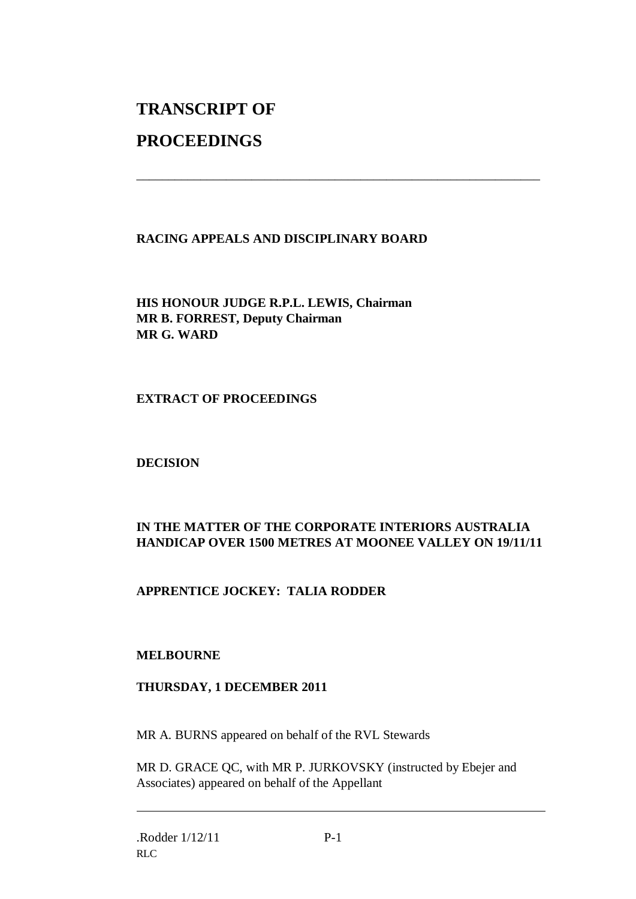# TRANSCRIPT OF PROCEEDINGS

---

**RACING APPEALS AND DISCIPLINARY BOARD**

**HIS HONOUR JUDGE R.P.L. LEWIS, Chairman**
**MR B. FORREST, Deputy Chairman**
**MR G. WARD**

**EXTRACT OF PROCEEDINGS**

**DECISION**

**IN THE MATTER OF THE CORPORATE INTERIORS AUSTRALIA HANDICAP OVER 1500 METRES AT MOONEE VALLEY ON 19/11/11**

**APPRENTICE JOCKEY: TALIA RODDER**

**MELBOURNE**

**THURSDAY, 1 DECEMBER 2011**

MR A. BURNS appeared on behalf of the RVL Stewards

MR D. GRACE QC, with MR P. JURKOVSKY (instructed by Ebejer and Associates) appeared on behalf of the Appellant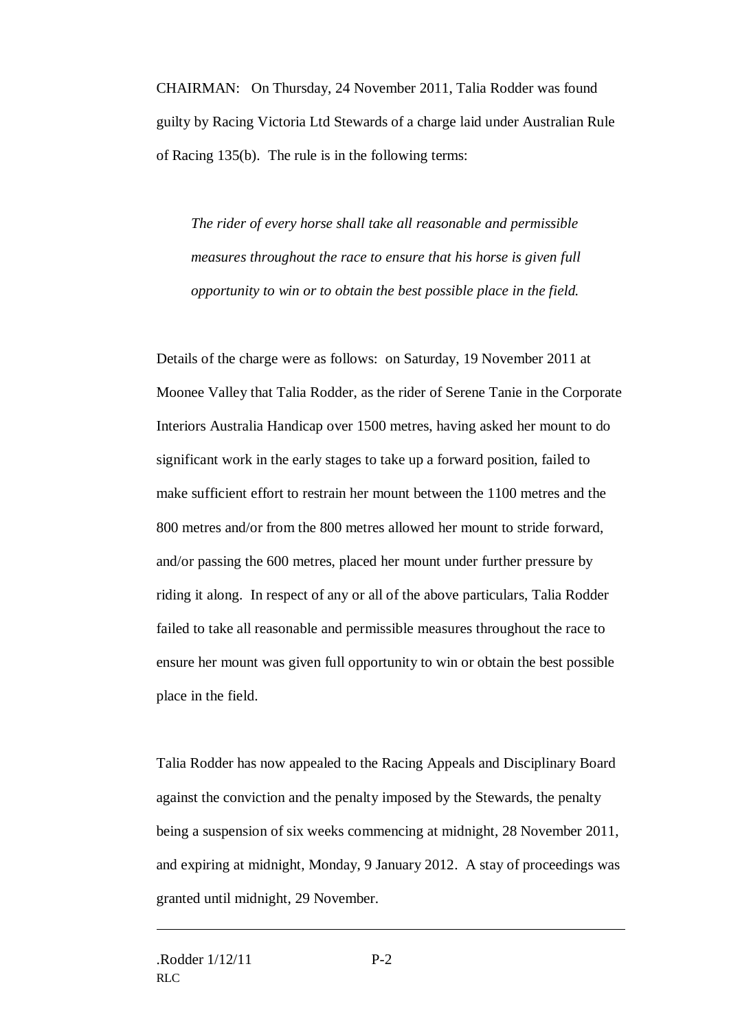CHAIRMAN: On Thursday, 24 November 2011, Talia Rodder was found guilty by Racing Victoria Ltd Stewards of a charge laid under Australian Rule of Racing 135(b). The rule is in the following terms:

> *The rider of every horse shall take all reasonable and permissible measures throughout the race to ensure that his horse is given full opportunity to win or to obtain the best possible place in the field.*

Details of the charge were as follows: on Saturday, 19 November 2011 at Moonee Valley that Talia Rodder, as the rider of Serene Tanie in the Corporate Interiors Australia Handicap over 1500 metres, having asked her mount to do significant work in the early stages to take up a forward position, failed to make sufficient effort to restrain her mount between the 1100 metres and the 800 metres and/or from the 800 metres allowed her mount to stride forward, and/or passing the 600 metres, placed her mount under further pressure by riding it along. In respect of any or all of the above particulars, Talia Rodder failed to take all reasonable and permissible measures throughout the race to ensure her mount was given full opportunity to win or obtain the best possible place in the field.

Talia Rodder has now appealed to the Racing Appeals and Disciplinary Board against the conviction and the penalty imposed by the Stewards, the penalty being a suspension of six weeks commencing at midnight, 28 November 2011, and expiring at midnight, Monday, 9 January 2012. A stay of proceedings was granted until midnight, 29 November.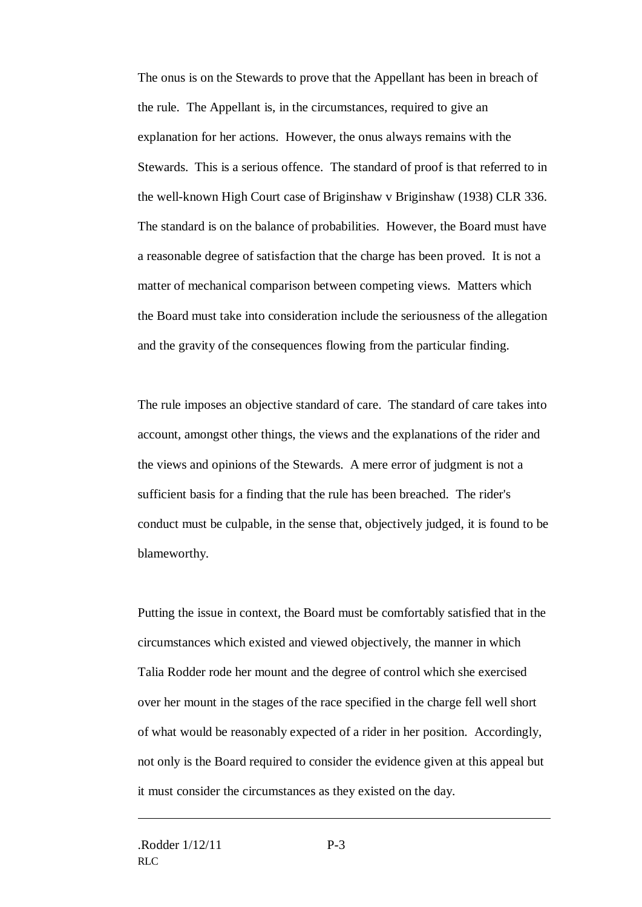The onus is on the Stewards to prove that the Appellant has been in breach of the rule. The Appellant is, in the circumstances, required to give an explanation for her actions. However, the onus always remains with the Stewards. This is a serious offence. The standard of proof is that referred to in the well-known High Court case of Briginshaw v Briginshaw (1938) CLR 336. The standard is on the balance of probabilities. However, the Board must have a reasonable degree of satisfaction that the charge has been proved. It is not a matter of mechanical comparison between competing views. Matters which the Board must take into consideration include the seriousness of the allegation and the gravity of the consequences flowing from the particular finding.

The rule imposes an objective standard of care. The standard of care takes into account, amongst other things, the views and the explanations of the rider and the views and opinions of the Stewards. A mere error of judgment is not a sufficient basis for a finding that the rule has been breached. The rider's conduct must be culpable, in the sense that, objectively judged, it is found to be blameworthy.

Putting the issue in context, the Board must be comfortably satisfied that in the circumstances which existed and viewed objectively, the manner in which Talia Rodder rode her mount and the degree of control which she exercised over her mount in the stages of the race specified in the charge fell well short of what would be reasonably expected of a rider in her position. Accordingly, not only is the Board required to consider the evidence given at this appeal but it must consider the circumstances as they existed on the day.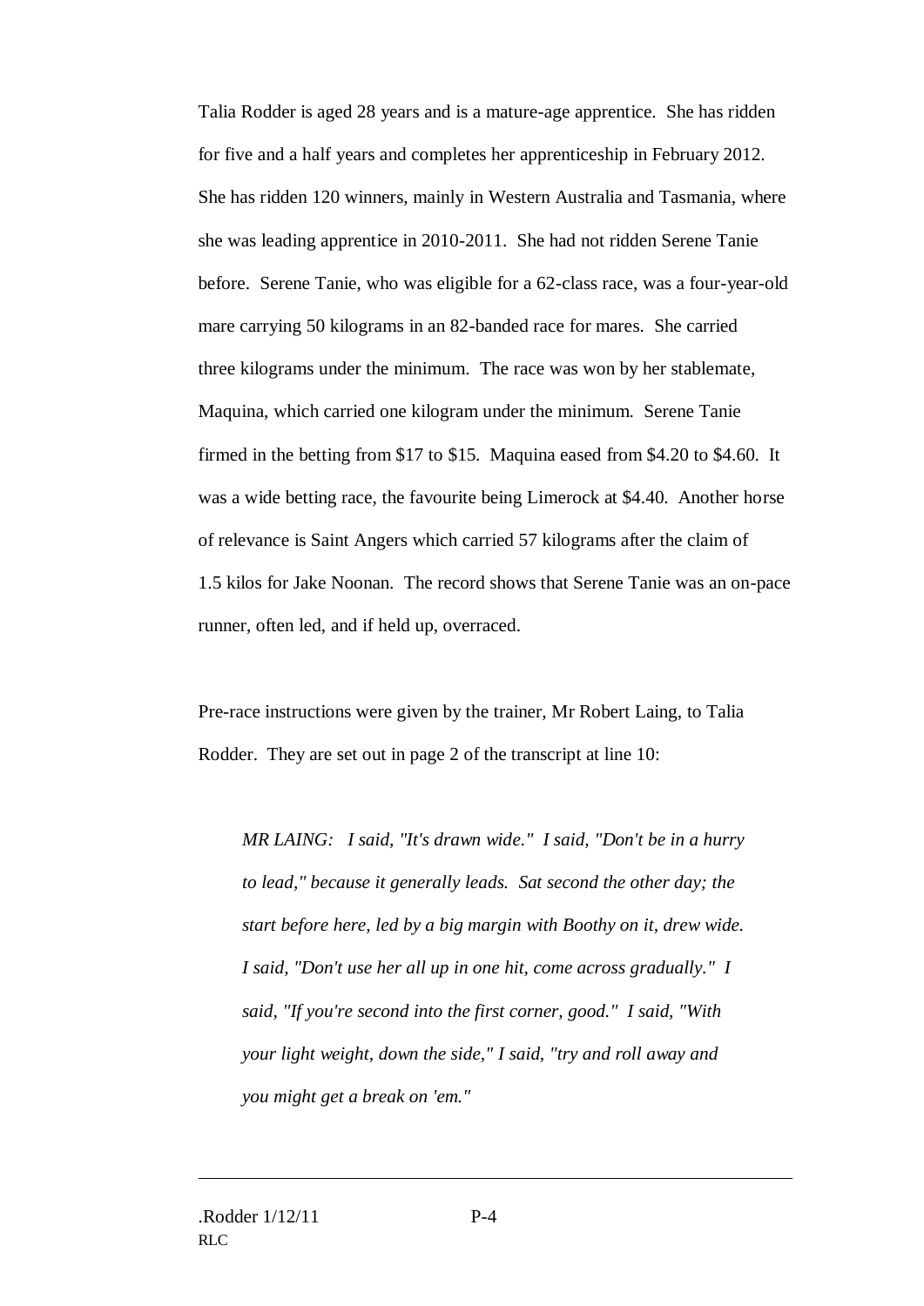Talia Rodder is aged 28 years and is a mature-age apprentice. She has ridden for five and a half years and completes her apprenticeship in February 2012. She has ridden 120 winners, mainly in Western Australia and Tasmania, where she was leading apprentice in 2010-2011. She had not ridden Serene Tanie before. Serene Tanie, who was eligible for a 62-class race, was a four-year-old mare carrying 50 kilograms in an 82-banded race for mares. She carried three kilograms under the minimum. The race was won by her stablemate, Maquina, which carried one kilogram under the minimum. Serene Tanie firmed in the betting from $17 to $15. Maquina eased from $4.20 to $4.60. It was a wide betting race, the favourite being Limerock at $4.40. Another horse of relevance is Saint Angers which carried 57 kilograms after the claim of 1.5 kilos for Jake Noonan. The record shows that Serene Tanie was an on-pace runner, often led, and if held up, overraced.

Pre-race instructions were given by the trainer, Mr Robert Laing, to Talia Rodder. They are set out in page 2 of the transcript at line 10:

> *MR LAING: I said, "It's drawn wide." I said, "Don't be in a hurry to lead," because it generally leads. Sat second the other day; the start before here, led by a big margin with Boothy on it, drew wide. I said, "Don't use her all up in one hit, come across gradually." I said, "If you're second into the first corner, good." I said, "With your light weight, down the side," I said, "try and roll away and you might get a break on 'em."*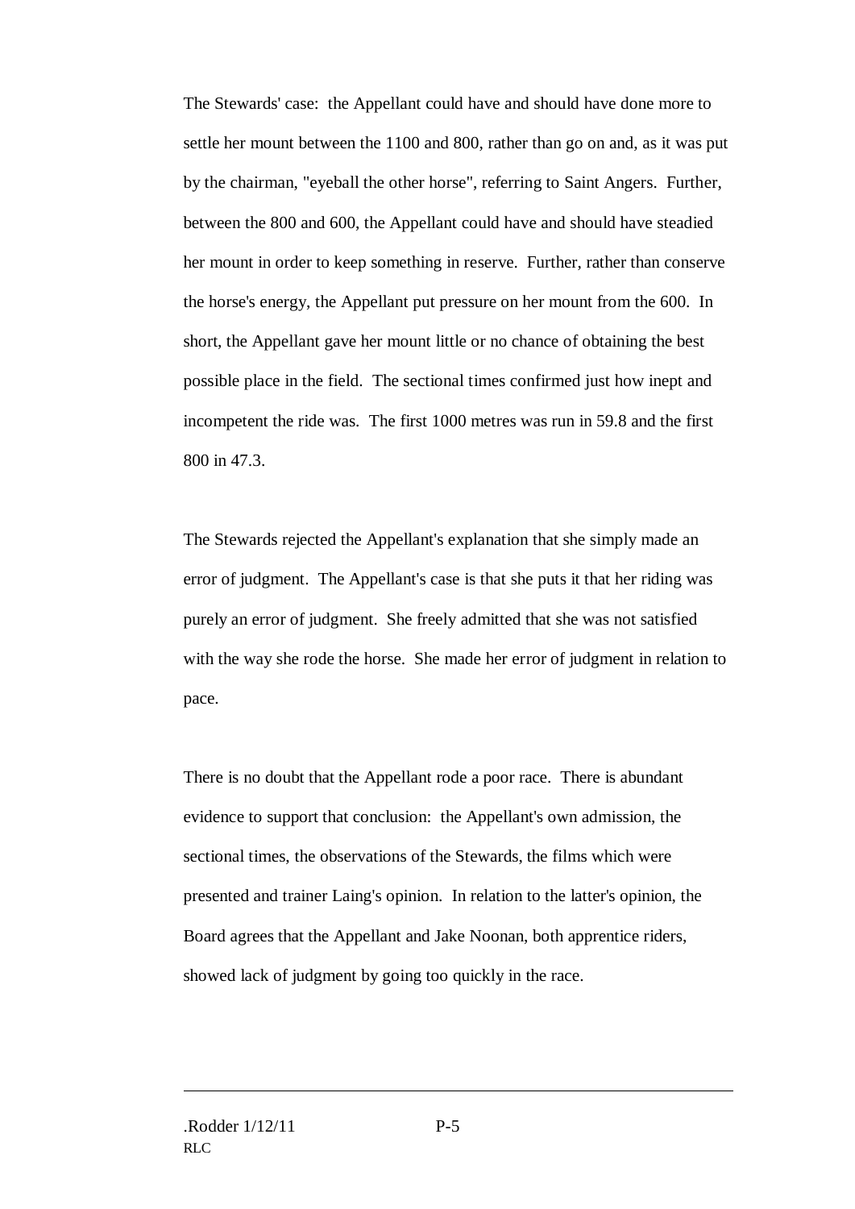The Stewards' case: the Appellant could have and should have done more to settle her mount between the 1100 and 800, rather than go on and, as it was put by the chairman, "eyeball the other horse", referring to Saint Angers. Further, between the 800 and 600, the Appellant could have and should have steadied her mount in order to keep something in reserve. Further, rather than conserve the horse's energy, the Appellant put pressure on her mount from the 600. In short, the Appellant gave her mount little or no chance of obtaining the best possible place in the field. The sectional times confirmed just how inept and incompetent the ride was. The first 1000 metres was run in 59.8 and the first 800 in 47.3.

The Stewards rejected the Appellant's explanation that she simply made an error of judgment. The Appellant's case is that she puts it that her riding was purely an error of judgment. She freely admitted that she was not satisfied with the way she rode the horse. She made her error of judgment in relation to pace.

There is no doubt that the Appellant rode a poor race. There is abundant evidence to support that conclusion: the Appellant's own admission, the sectional times, the observations of the Stewards, the films which were presented and trainer Laing's opinion. In relation to the latter's opinion, the Board agrees that the Appellant and Jake Noonan, both apprentice riders, showed lack of judgment by going too quickly in the race.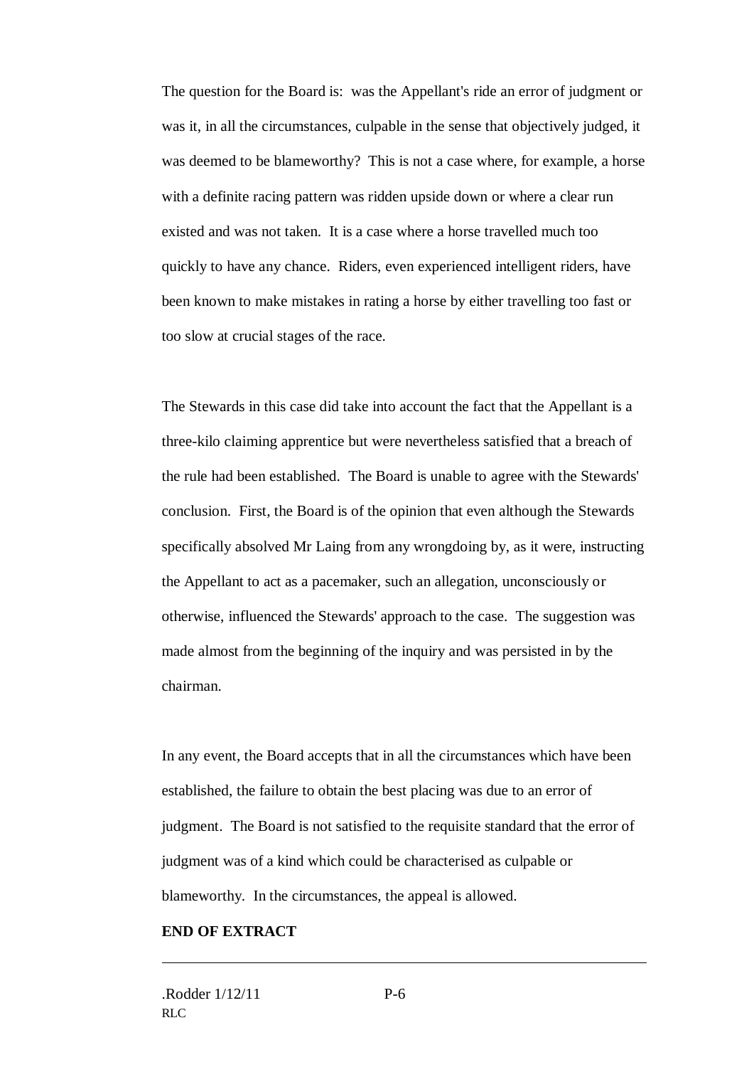The question for the Board is: was the Appellant's ride an error of judgment or was it, in all the circumstances, culpable in the sense that objectively judged, it was deemed to be blameworthy? This is not a case where, for example, a horse with a definite racing pattern was ridden upside down or where a clear run existed and was not taken. It is a case where a horse travelled much too quickly to have any chance. Riders, even experienced intelligent riders, have been known to make mistakes in rating a horse by either travelling too fast or too slow at crucial stages of the race.

The Stewards in this case did take into account the fact that the Appellant is a three-kilo claiming apprentice but were nevertheless satisfied that a breach of the rule had been established. The Board is unable to agree with the Stewards' conclusion. First, the Board is of the opinion that even although the Stewards specifically absolved Mr Laing from any wrongdoing by, as it were, instructing the Appellant to act as a pacemaker, such an allegation, unconsciously or otherwise, influenced the Stewards' approach to the case. The suggestion was made almost from the beginning of the inquiry and was persisted in by the chairman.

In any event, the Board accepts that in all the circumstances which have been established, the failure to obtain the best placing was due to an error of judgment. The Board is not satisfied to the requisite standard that the error of judgment was of a kind which could be characterised as culpable or blameworthy. In the circumstances, the appeal is allowed.

**END OF EXTRACT**